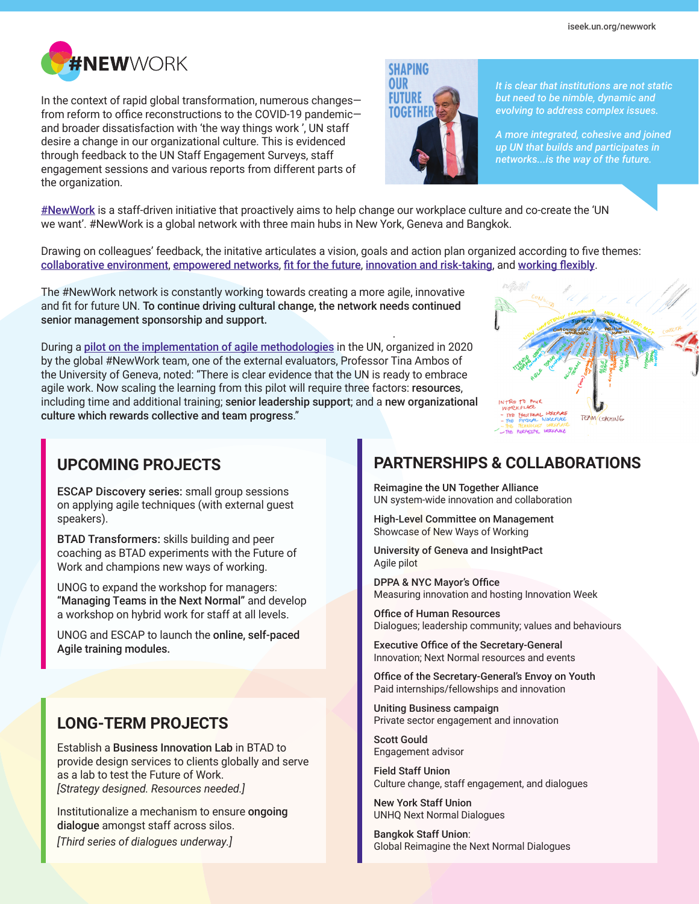# #NEWWORK

In the context of rapid global transformation, numerous changes—from reform to office reconstructions to the COVID-19 pandemic—and broader dissatisfaction with 'the way things work ', UN staff desire a change in our organizational culture. This is evidenced through feedback to the UN Staff Engagement Surveys, staff engagement sessions and various reports from different parts of the organization.

*It is clear that institutions are not static but need to be nimble, dynamic and evolving to address complex issues.*

*A more integrated, cohesive and joined up UN that builds and participates in networks...is the way of the future.*

#NewWork is a staff-driven initiative that proactively aims to help change our workplace culture and co-create the 'UN we want'. #NewWork is a global network with three main hubs in New York, Geneva and Bangkok.

Drawing on colleagues' feedback, the initative articulates a vision, goals and action plan organized according to five themes: collaborative environment, empowered networks, fit for the future, innovation and risk-taking, and working flexibly.

The #NewWork network is constantly working towards creating a more agile, innovative and fit for future UN. **To continue driving cultural change, the network needs continued senior management sponsorship and support.**

During a pilot on the implementation of agile methodologies in the UN, organized in 2020 by the global #NewWork team, one of the external evaluators, Professor Tina Ambos of the University of Geneva, noted: "There is clear evidence that the UN is ready to embrace agile work. Now scaling the learning from this pilot will require three factors: **resources**, including time and additional training; **senior leadership support**; and a **new organizational culture which rewards collective and team progress**."

## UPCOMING PROJECTS

**ESCAP Discovery series:** small group sessions on applying agile techniques (with external guest speakers).

**BTAD Transformers:** skills building and peer coaching as BTAD experiments with the Future of Work and champions new ways of working.

UNOG to expand the workshop for managers: **"Managing Teams in the Next Normal"** and develop a workshop on hybrid work for staff at all levels.

UNOG and ESCAP to launch the **online, self-paced Agile training modules.**

## LONG-TERM PROJECTS

Establish a **Business Innovation Lab** in BTAD to provide design services to clients globally and serve as a lab to test the Future of Work.
*[Strategy designed. Resources needed.]*

Institutionalize a mechanism to ensure **ongoing dialogue** amongst staff across silos.
*[Third series of dialogues underway.]*

## PARTNERSHIPS & COLLABORATIONS

**Reimagine the UN Together Alliance**
UN system-wide innovation and collaboration

**High-Level Committee on Management**
Showcase of New Ways of Working

**University of Geneva and InsightPact**
Agile pilot

**DPPA & NYC Mayor's Office**
Measuring innovation and hosting Innovation Week

**Office of Human Resources**
Dialogues; leadership community; values and behaviours

**Executive Office of the Secretary-General**
Innovation; Next Normal resources and events

**Office of the Secretary-General's Envoy on Youth**
Paid internships/fellowships and innovation

**Uniting Business campaign**
Private sector engagement and innovation

**Scott Gould**
Engagement advisor

**Field Staff Union**
Culture change, staff engagement, and dialogues

**New York Staff Union**
UNHQ Next Normal Dialogues

**Bangkok Staff Union**:
Global Reimagine the Next Normal Dialogues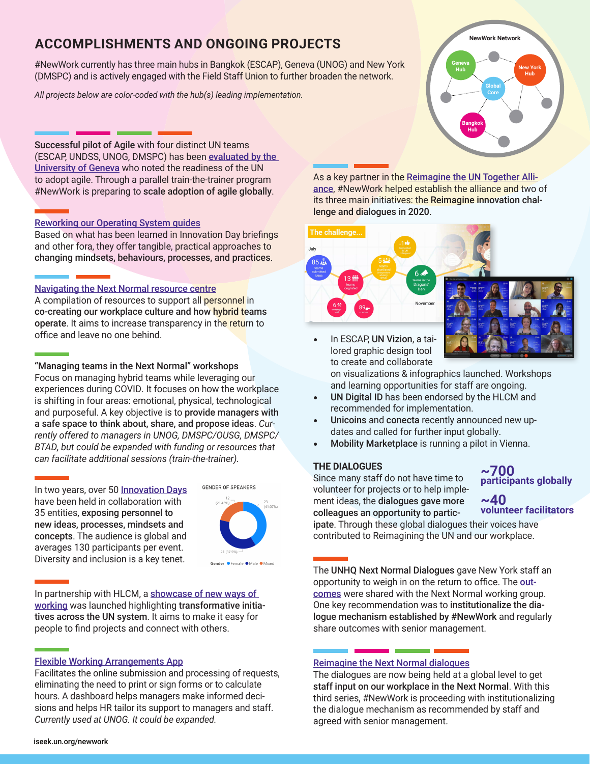# ACCOMPLISHMENTS AND ONGOING PROJECTS

#NewWork currently has three main hubs in Bangkok (ESCAP), Geneva (UNOG) and New York (DMSPC) and is actively engaged with the Field Staff Union to further broaden the network.

*All projects below are color-coded with the hub(s) leading implementation.*

NewWork Network
Geneva Hub
New York Hub
Global Core
Bangkok Hub

**Successful pilot of Agile** with four distinct UN teams (ESCAP, UNDSS, UNOG, DMSPC) has been evaluated by the University of Geneva who noted the readiness of the UN to adopt agile. Through a parallel train-the-trainer program #NewWork is preparing to **scale adoption of agile globally**.

Reworking our Operating System guides
Based on what has been learned in Innovation Day briefings and other fora, they offer tangible, practical approaches to **changing mindsets, behaviours, processes, and practices**.

Navigating the Next Normal resource centre
A compilation of resources to support all personnel in **co-creating our workplace culture and how hybrid teams operate**. It aims to increase transparency in the return to office and leave no one behind.

"Managing teams in the Next Normal" workshops
Focus on managing hybrid teams while leveraging our experiences during COVID. It focuses on how the workplace is shifting in four areas: emotional, physical, technological and purposeful. A key objective is to **provide managers with a safe space to think about, share, and propose ideas**. *Currently offered to managers in UNOG, DMSPC/OUSG, DMSPC/BTAD, but could be expanded with funding or resources that can facilitate additional sessions (train-the-trainer).*

In two years, over 50 Innovation Days have been held in collaboration with 35 entities, **exposing personnel to new ideas, processes, mindsets and concepts**. The audience is global and averages 130 participants per event. Diversity and inclusion is a key tenet.

GENDER OF SPEAKERS
12 (21.43%)
23 (41.07%)
21 (37.5%)
Gender ● Female ● Male ● Mixed

In partnership with HLCM, a showcase of new ways of working was launched highlighting **transformative initiatives across the UN system**. It aims to make it easy for people to find projects and connect with others.

Flexible Working Arrangements App
Facilitates the online submission and processing of requests, eliminating the need to print or sign forms or to calculate hours. A dashboard helps managers make informed decisions and helps HR tailor its support to managers and staff. *Currently used at UNOG. It could be expanded.*

As a key partner in the Reimagine the UN Together Alliance, #NewWork helped establish the alliance and two of its three main initiatives: the **Reimagine innovation challenge and dialogues in 2020**.

The challenge...
July
85 teams submitted ideas
13 teams longlisted
5 teams shortlisted
+1 teams in the Dragons' Den
6 teams in the Dragons' Den
6 workshops held
89 coaches
November

- In ESCAP, **UN Vizion**, a tailored graphic design tool to create and collaborate on visualizations & infographics launched. Workshops and learning opportunities for staff are ongoing.
- **UN Digital ID** has been endorsed by the HLCM and recommended for implementation.
- **Unicoins** and **conecta** recently announced new updates and called for further input globally.
- **Mobility Marketplace** is running a pilot in Vienna.

**THE DIALOGUES**
Since many staff do not have time to volunteer for projects or to help implement ideas, the **dialogues gave more colleagues an opportunity to participate**. Through these global dialogues their voices have contributed to Reimagining the UN and our workplace.

**~700 participants globally**

**~40 volunteer facilitators**

The **UNHQ Next Normal Dialogues** gave New York staff an opportunity to weigh in on the return to office. The outcomes were shared with the Next Normal working group. One key recommendation was to **institutionalize the dialogue mechanism established by #NewWork** and regularly share outcomes with senior management.

Reimagine the Next Normal dialogues
The dialogues are now being held at a global level to get **staff input on our workplace in the Next Normal**. With this third series, #NewWork is proceeding with institutionalizing the dialogue mechanism as recommended by staff and agreed with senior management.

iseek.un.org/newwork